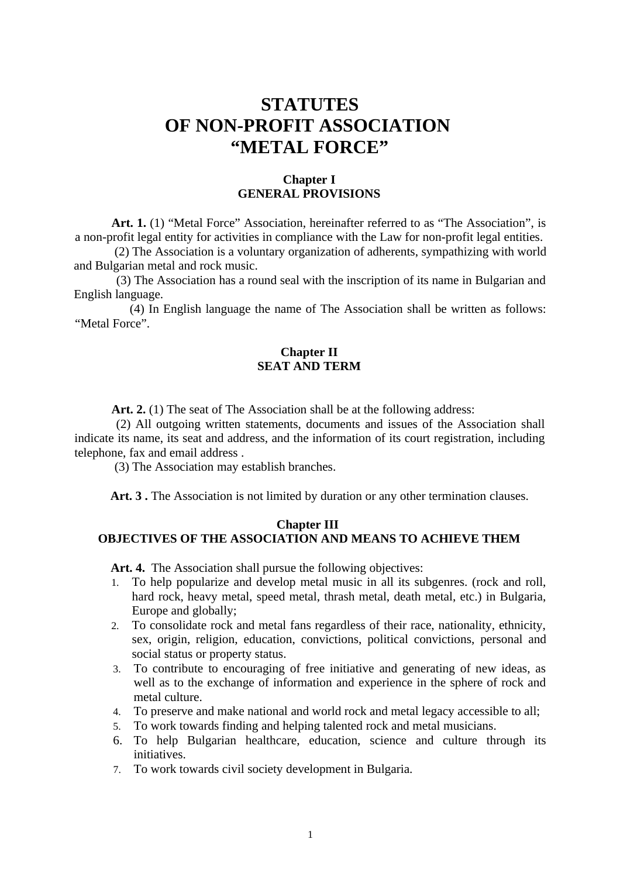# STATUTES
# OF NON-PROFIT ASSOCIATION
# "METAL FORCE"

## Chapter I
## GENERAL PROVISIONS

**Art. 1.** (1) "Metal Force" Association, hereinafter referred to as "The Association", is a non-profit legal entity for activities in compliance with the Law for non-profit legal entities.

(2) The Association is a voluntary organization of adherents, sympathizing with world and Bulgarian metal and rock music.

(3) The Association has a round seal with the inscription of its name in Bulgarian and English language.

(4) In English language the name of The Association shall be written as follows: "Metal Force".

## Chapter II
## SEAT AND TERM

**Art. 2.** (1) The seat of The Association shall be at the following address:

(2) All outgoing written statements, documents and issues of the Association shall indicate its name, its seat and address, and the information of its court registration, including telephone, fax and email address .

(3) The Association may establish branches.

**Art. 3 .** The Association is not limited by duration or any other termination clauses.

## Chapter III
## OBJECTIVES OF THE ASSOCIATION AND MEANS TO ACHIEVE THEM

**Art. 4.** The Association shall pursue the following objectives:

1. To help popularize and develop metal music in all its subgenres. (rock and roll, hard rock, heavy metal, speed metal, thrash metal, death metal, etc.) in Bulgaria, Europe and globally;
2. To consolidate rock and metal fans regardless of their race, nationality, ethnicity, sex, origin, religion, education, convictions, political convictions, personal and social status or property status.
3. To contribute to encouraging of free initiative and generating of new ideas, as well as to the exchange of information and experience in the sphere of rock and metal culture.
4. To preserve and make national and world rock and metal legacy accessible to all;
5. To work towards finding and helping talented rock and metal musicians.
6. To help Bulgarian healthcare, education, science and culture through its initiatives.
7. To work towards civil society development in Bulgaria.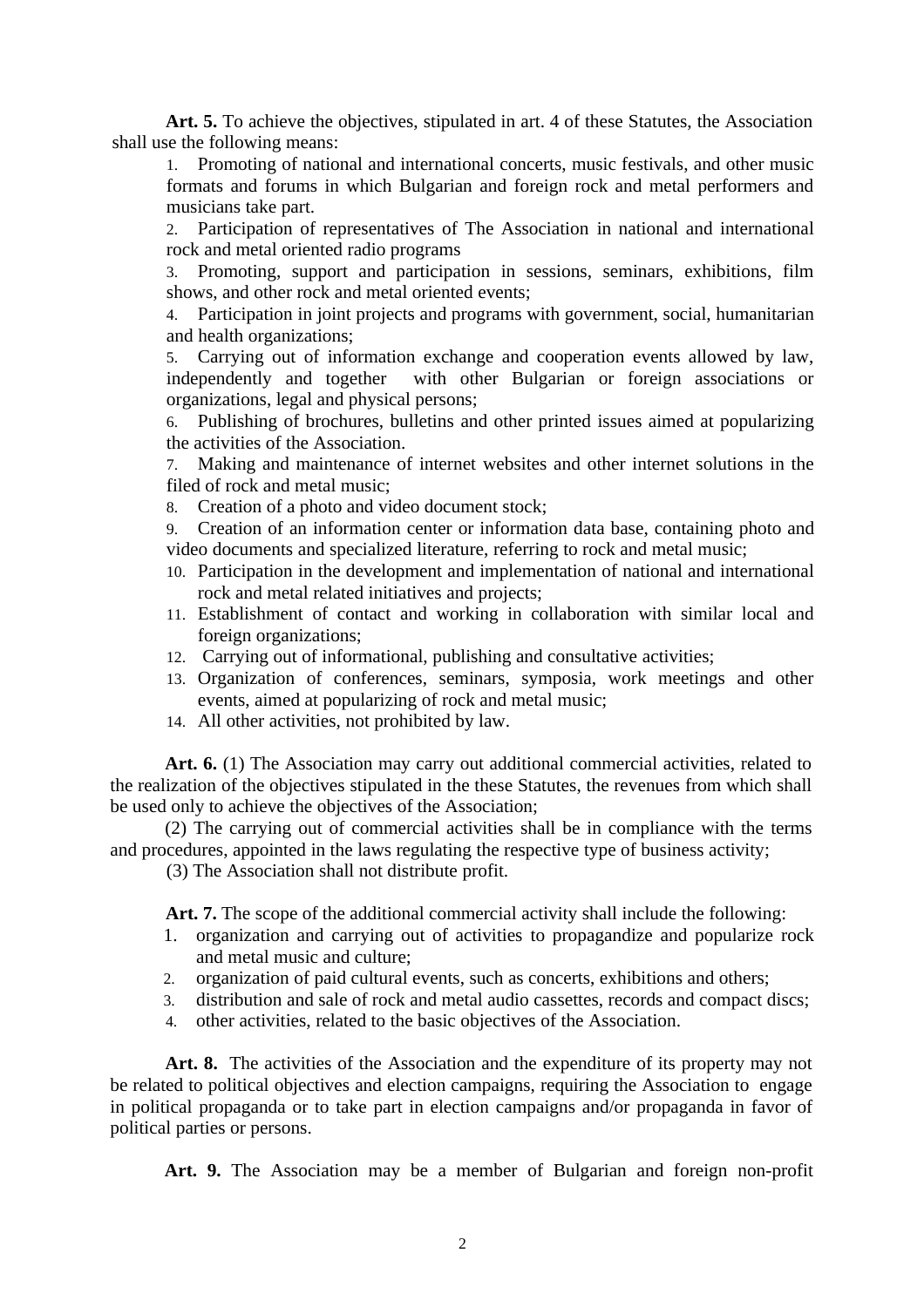**Art. 5.** To achieve the objectives, stipulated in art. 4 of these Statutes, the Association shall use the following means:

1. Promoting of national and international concerts, music festivals, and other music formats and forums in which Bulgarian and foreign rock and metal performers and musicians take part.
2. Participation of representatives of The Association in national and international rock and metal oriented radio programs
3. Promoting, support and participation in sessions, seminars, exhibitions, film shows, and other rock and metal oriented events;
4. Participation in joint projects and programs with government, social, humanitarian and health organizations;
5. Carrying out of information exchange and cooperation events allowed by law, independently and together with other Bulgarian or foreign associations or organizations, legal and physical persons;
6. Publishing of brochures, bulletins and other printed issues aimed at popularizing the activities of the Association.
7. Making and maintenance of internet websites and other internet solutions in the filed of rock and metal music;
8. Creation of a photo and video document stock;
9. Creation of an information center or information data base, containing photo and video documents and specialized literature, referring to rock and metal music;
10. Participation in the development and implementation of national and international rock and metal related initiatives and projects;
11. Establishment of contact and working in collaboration with similar local and foreign organizations;
12. Carrying out of informational, publishing and consultative activities;
13. Organization of conferences, seminars, symposia, work meetings and other events, aimed at popularizing of rock and metal music;
14. All other activities, not prohibited by law.

**Art. 6.** (1) The Association may carry out additional commercial activities, related to the realization of the objectives stipulated in the these Statutes, the revenues from which shall be used only to achieve the objectives of the Association;

(2) The carrying out of commercial activities shall be in compliance with the terms and procedures, appointed in the laws regulating the respective type of business activity;

(3) The Association shall not distribute profit.

**Art. 7.** The scope of the additional commercial activity shall include the following:

1. organization and carrying out of activities to propagandize and popularize rock and metal music and culture;
2. organization of paid cultural events, such as concerts, exhibitions and others;
3. distribution and sale of rock and metal audio cassettes, records and compact discs;
4. other activities, related to the basic objectives of the Association.

**Art. 8.** The activities of the Association and the expenditure of its property may not be related to political objectives and election campaigns, requiring the Association to engage in political propaganda or to take part in election campaigns and/or propaganda in favor of political parties or persons.

**Art. 9.** The Association may be a member of Bulgarian and foreign non-profit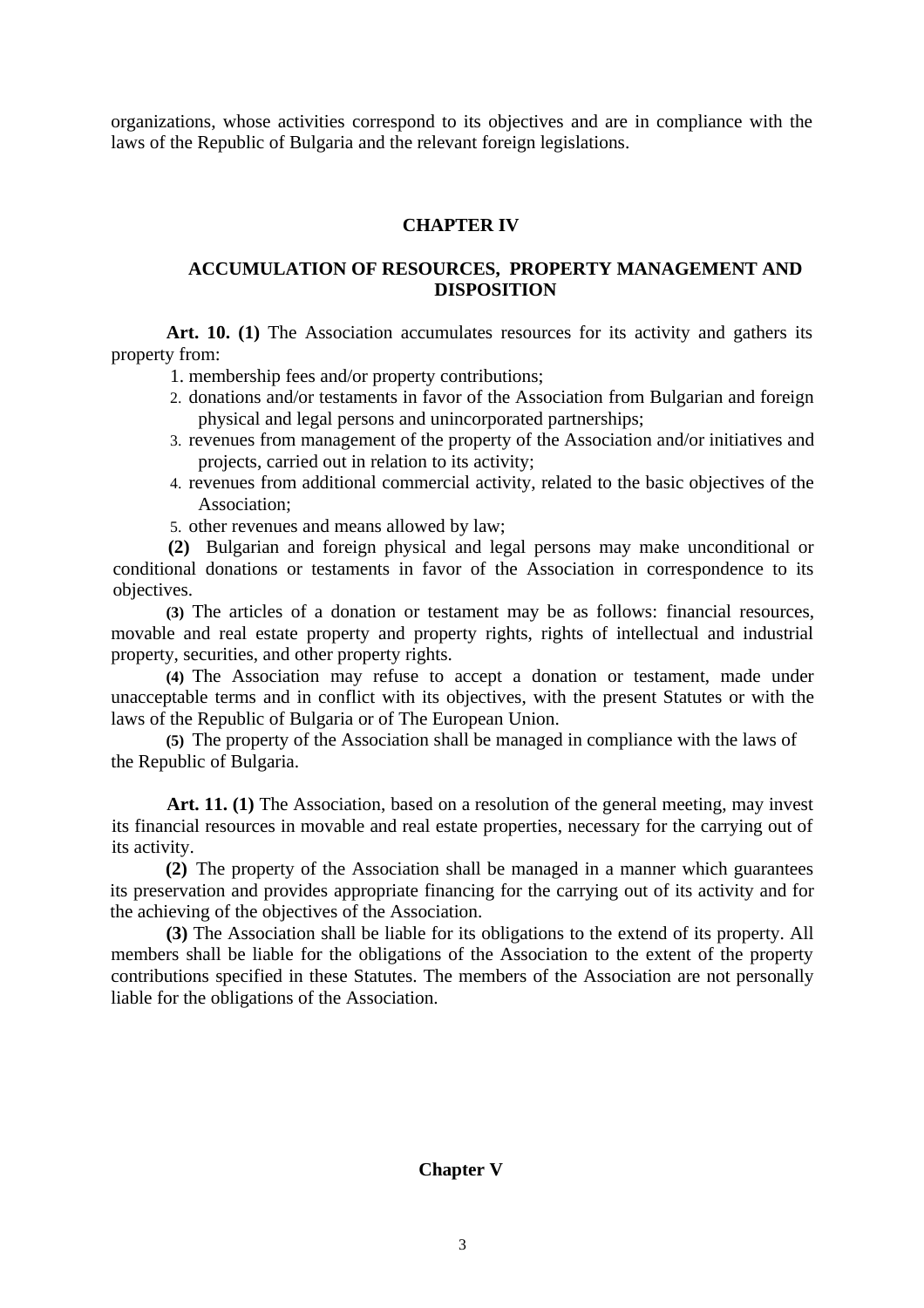organizations, whose activities correspond to its objectives and are in compliance with the laws of the Republic of Bulgaria and the relevant foreign legislations.

## CHAPTER IV

## ACCUMULATION OF RESOURCES, PROPERTY MANAGEMENT AND DISPOSITION

**Art. 10. (1)** The Association accumulates resources for its activity and gathers its property from:

1. membership fees and/or property contributions;
2. donations and/or testaments in favor of the Association from Bulgarian and foreign physical and legal persons and unincorporated partnerships;
3. revenues from management of the property of the Association and/or initiatives and projects, carried out in relation to its activity;
4. revenues from additional commercial activity, related to the basic objectives of the Association;
5. other revenues and means allowed by law;

**(2)** Bulgarian and foreign physical and legal persons may make unconditional or conditional donations or testaments in favor of the Association in correspondence to its objectives.

**(3)** The articles of a donation or testament may be as follows: financial resources, movable and real estate property and property rights, rights of intellectual and industrial property, securities, and other property rights.

**(4)** The Association may refuse to accept a donation or testament, made under unacceptable terms and in conflict with its objectives, with the present Statutes or with the laws of the Republic of Bulgaria or of The European Union.

**(5)** The property of the Association shall be managed in compliance with the laws of the Republic of Bulgaria.

**Art. 11. (1)** The Association, based on a resolution of the general meeting, may invest its financial resources in movable and real estate properties, necessary for the carrying out of its activity.

**(2)** The property of the Association shall be managed in a manner which guarantees its preservation and provides appropriate financing for the carrying out of its activity and for the achieving of the objectives of the Association.

**(3)** The Association shall be liable for its obligations to the extend of its property. All members shall be liable for the obligations of the Association to the extent of the property contributions specified in these Statutes. The members of the Association are not personally liable for the obligations of the Association.

## Chapter V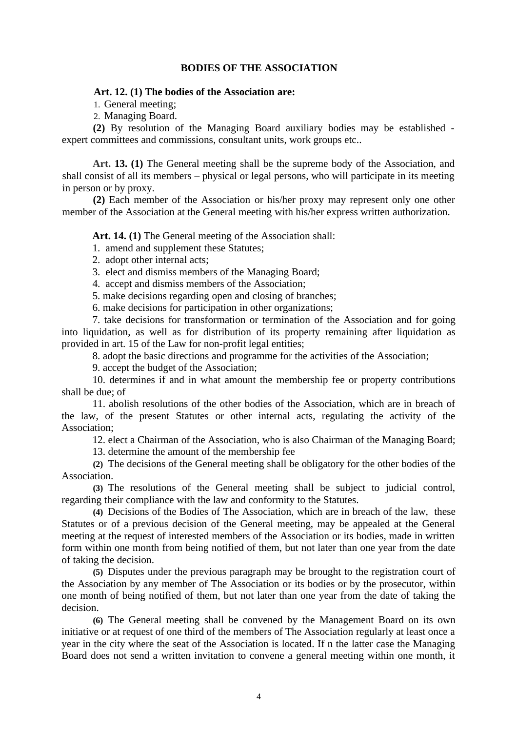## BODIES OF THE ASSOCIATION

**Art. 12. (1) The bodies of the Association are:**

1. General meeting;
2. Managing Board.

**(2)** By resolution of the Managing Board auxiliary bodies may be established - expert committees and commissions, consultant units, work groups etc..

**Art. 13. (1)** The General meeting shall be the supreme body of the Association, and shall consist of all its members – physical or legal persons, who will participate in its meeting in person or by proxy.

**(2)** Each member of the Association or his/her proxy may represent only one other member of the Association at the General meeting with his/her express written authorization.

**Art. 14. (1)** The General meeting of the Association shall:

1. amend and supplement these Statutes;
2. adopt other internal acts;
3. elect and dismiss members of the Managing Board;
4. accept and dismiss members of the Association;
5. make decisions regarding open and closing of branches;
6. make decisions for participation in other organizations;
7. take decisions for transformation or termination of the Association and for going into liquidation, as well as for distribution of its property remaining after liquidation as provided in art. 15 of the Law for non-profit legal entities;
8. adopt the basic directions and programme for the activities of the Association;
9. accept the budget of the Association;
10. determines if and in what amount the membership fee or property contributions shall be due; of
11. abolish resolutions of the other bodies of the Association, which are in breach of the law, of the present Statutes or other internal acts, regulating the activity of the Association;
12. elect a Chairman of the Association, who is also Chairman of the Managing Board;
13. determine the amount of the membership fee

**(2)** The decisions of the General meeting shall be obligatory for the other bodies of the Association.

**(3)** The resolutions of the General meeting shall be subject to judicial control, regarding their compliance with the law and conformity to the Statutes.

**(4)** Decisions of the Bodies of The Association, which are in breach of the law, these Statutes or of a previous decision of the General meeting, may be appealed at the General meeting at the request of interested members of the Association or its bodies, made in written form within one month from being notified of them, but not later than one year from the date of taking the decision.

**(5)** Disputes under the previous paragraph may be brought to the registration court of the Association by any member of The Association or its bodies or by the prosecutor, within one month of being notified of them, but not later than one year from the date of taking the decision.

**(6)** The General meeting shall be convened by the Management Board on its own initiative or at request of one third of the members of The Association regularly at least once a year in the city where the seat of the Association is located. If n the latter case the Managing Board does not send a written invitation to convene a general meeting within one month, it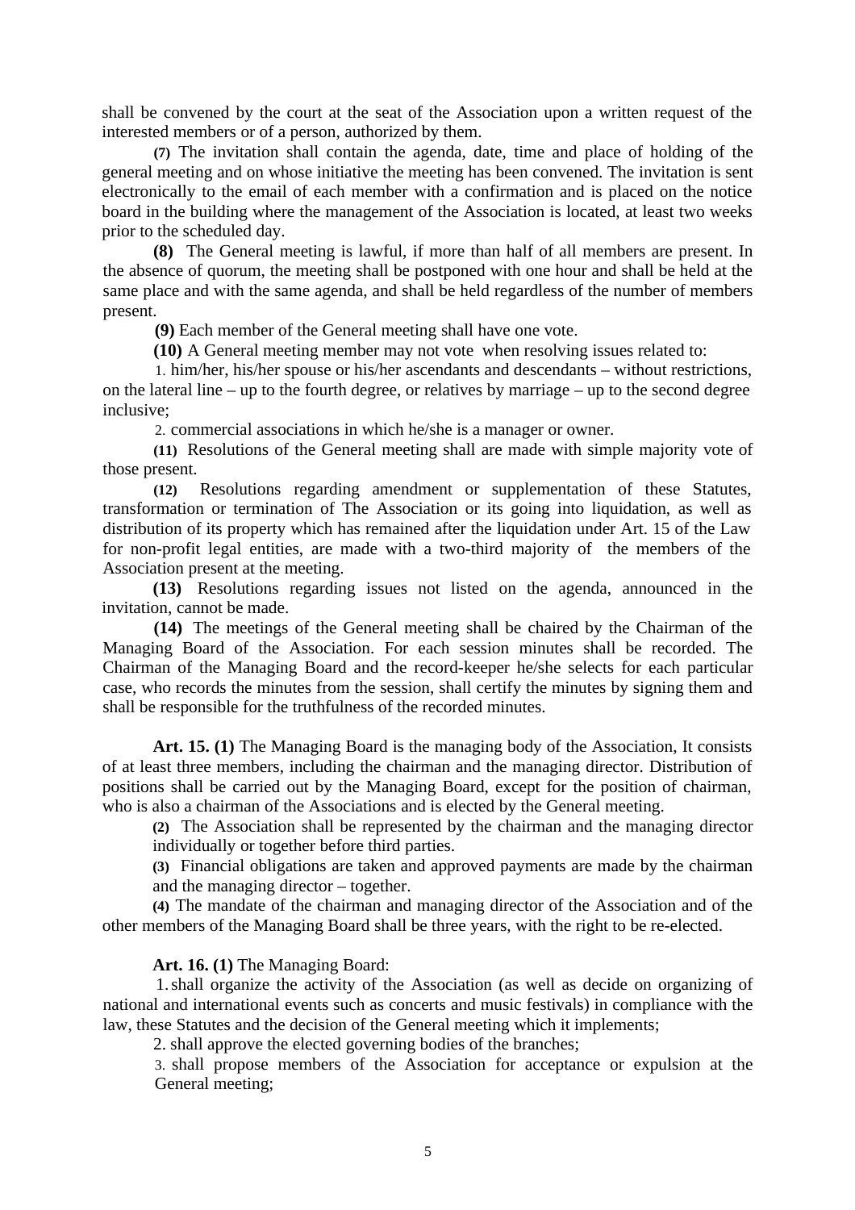shall be convened by the court at the seat of the Association upon a written request of the interested members or of a person, authorized by them.

**(7)** The invitation shall contain the agenda, date, time and place of holding of the general meeting and on whose initiative the meeting has been convened. The invitation is sent electronically to the email of each member with a confirmation and is placed on the notice board in the building where the management of the Association is located, at least two weeks prior to the scheduled day.

**(8)** The General meeting is lawful, if more than half of all members are present. In the absence of quorum, the meeting shall be postponed with one hour and shall be held at the same place and with the same agenda, and shall be held regardless of the number of members present.

**(9)** Each member of the General meeting shall have one vote.

**(10)** A General meeting member may not vote when resolving issues related to:

1. him/her, his/her spouse or his/her ascendants and descendants – without restrictions, on the lateral line – up to the fourth degree, or relatives by marriage – up to the second degree inclusive;
2. commercial associations in which he/she is a manager or owner.

**(11)** Resolutions of the General meeting shall are made with simple majority vote of those present.

**(12)** Resolutions regarding amendment or supplementation of these Statutes, transformation or termination of The Association or its going into liquidation, as well as distribution of its property which has remained after the liquidation under Art. 15 of the Law for non-profit legal entities, are made with a two-third majority of the members of the Association present at the meeting.

**(13)** Resolutions regarding issues not listed on the agenda, announced in the invitation, cannot be made.

**(14)** The meetings of the General meeting shall be chaired by the Chairman of the Managing Board of the Association. For each session minutes shall be recorded. The Chairman of the Managing Board and the record-keeper he/she selects for each particular case, who records the minutes from the session, shall certify the minutes by signing them and shall be responsible for the truthfulness of the recorded minutes.

**Art. 15. (1)** The Managing Board is the managing body of the Association, It consists of at least three members, including the chairman and the managing director. Distribution of positions shall be carried out by the Managing Board, except for the position of chairman, who is also a chairman of the Associations and is elected by the General meeting.

**(2)** The Association shall be represented by the chairman and the managing director individually or together before third parties.

**(3)** Financial obligations are taken and approved payments are made by the chairman and the managing director – together.

**(4)** The mandate of the chairman and managing director of the Association and of the other members of the Managing Board shall be three years, with the right to be re-elected.

**Art. 16. (1)** The Managing Board:

1. shall organize the activity of the Association (as well as decide on organizing of national and international events such as concerts and music festivals) in compliance with the law, these Statutes and the decision of the General meeting which it implements;
2. shall approve the elected governing bodies of the branches;
3. shall propose members of the Association for acceptance or expulsion at the General meeting;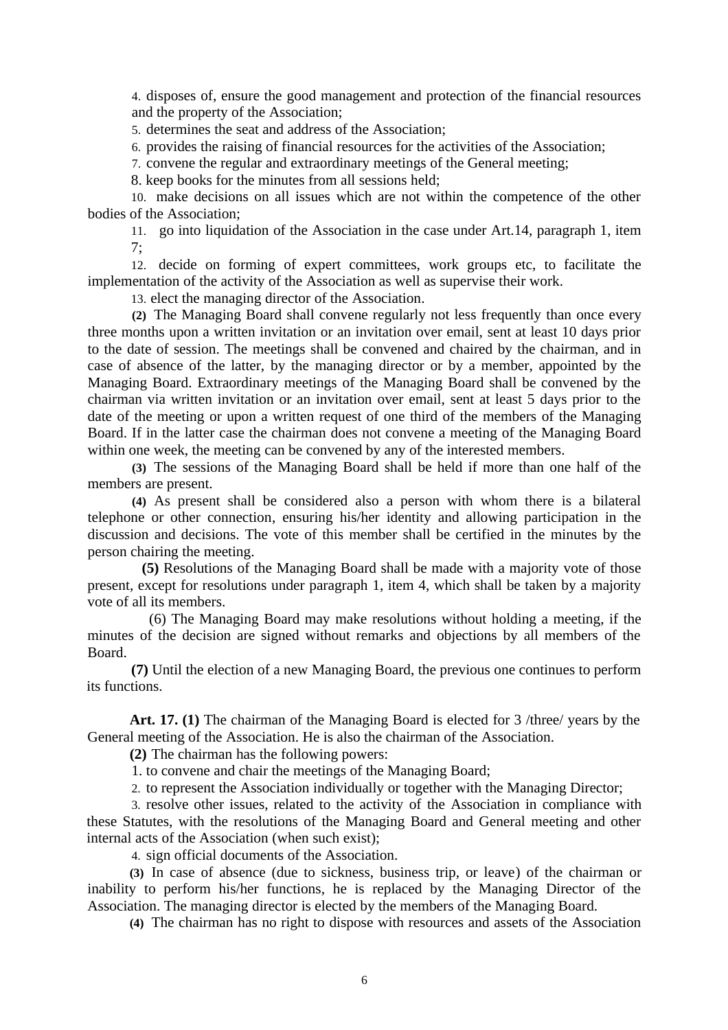4. disposes of, ensure the good management and protection of the financial resources and the property of the Association;

5. determines the seat and address of the Association;

6. provides the raising of financial resources for the activities of the Association;

7. convene the regular and extraordinary meetings of the General meeting;

8. keep books for the minutes from all sessions held;

10. make decisions on all issues which are not within the competence of the other bodies of the Association;

11. go into liquidation of the Association in the case under Art.14, paragraph 1, item 7;

12. decide on forming of expert committees, work groups etc, to facilitate the implementation of the activity of the Association as well as supervise their work.

13. elect the managing director of the Association.

**(2)** The Managing Board shall convene regularly not less frequently than once every three months upon a written invitation or an invitation over email, sent at least 10 days prior to the date of session. The meetings shall be convened and chaired by the chairman, and in case of absence of the latter, by the managing director or by a member, appointed by the Managing Board. Extraordinary meetings of the Managing Board shall be convened by the chairman via written invitation or an invitation over email, sent at least 5 days prior to the date of the meeting or upon a written request of one third of the members of the Managing Board. If in the latter case the chairman does not convene a meeting of the Managing Board within one week, the meeting can be convened by any of the interested members.

**(3)** The sessions of the Managing Board shall be held if more than one half of the members are present.

**(4)** As present shall be considered also a person with whom there is a bilateral telephone or other connection, ensuring his/her identity and allowing participation in the discussion and decisions. The vote of this member shall be certified in the minutes by the person chairing the meeting.

**(5)** Resolutions of the Managing Board shall be made with a majority vote of those present, except for resolutions under paragraph 1, item 4, which shall be taken by a majority vote of all its members.

(6) The Managing Board may make resolutions without holding a meeting, if the minutes of the decision are signed without remarks and objections by all members of the Board.

**(7)** Until the election of a new Managing Board, the previous one continues to perform its functions.

**Art. 17. (1)** The chairman of the Managing Board is elected for 3 /three/ years by the General meeting of the Association. He is also the chairman of the Association.

**(2)** The chairman has the following powers:

1. to convene and chair the meetings of the Managing Board;

2. to represent the Association individually or together with the Managing Director;

3. resolve other issues, related to the activity of the Association in compliance with these Statutes, with the resolutions of the Managing Board and General meeting and other internal acts of the Association (when such exist);

4. sign official documents of the Association.

**(3)** In case of absence (due to sickness, business trip, or leave) of the chairman or inability to perform his/her functions, he is replaced by the Managing Director of the Association. The managing director is elected by the members of the Managing Board.

**(4)** The chairman has no right to dispose with resources and assets of the Association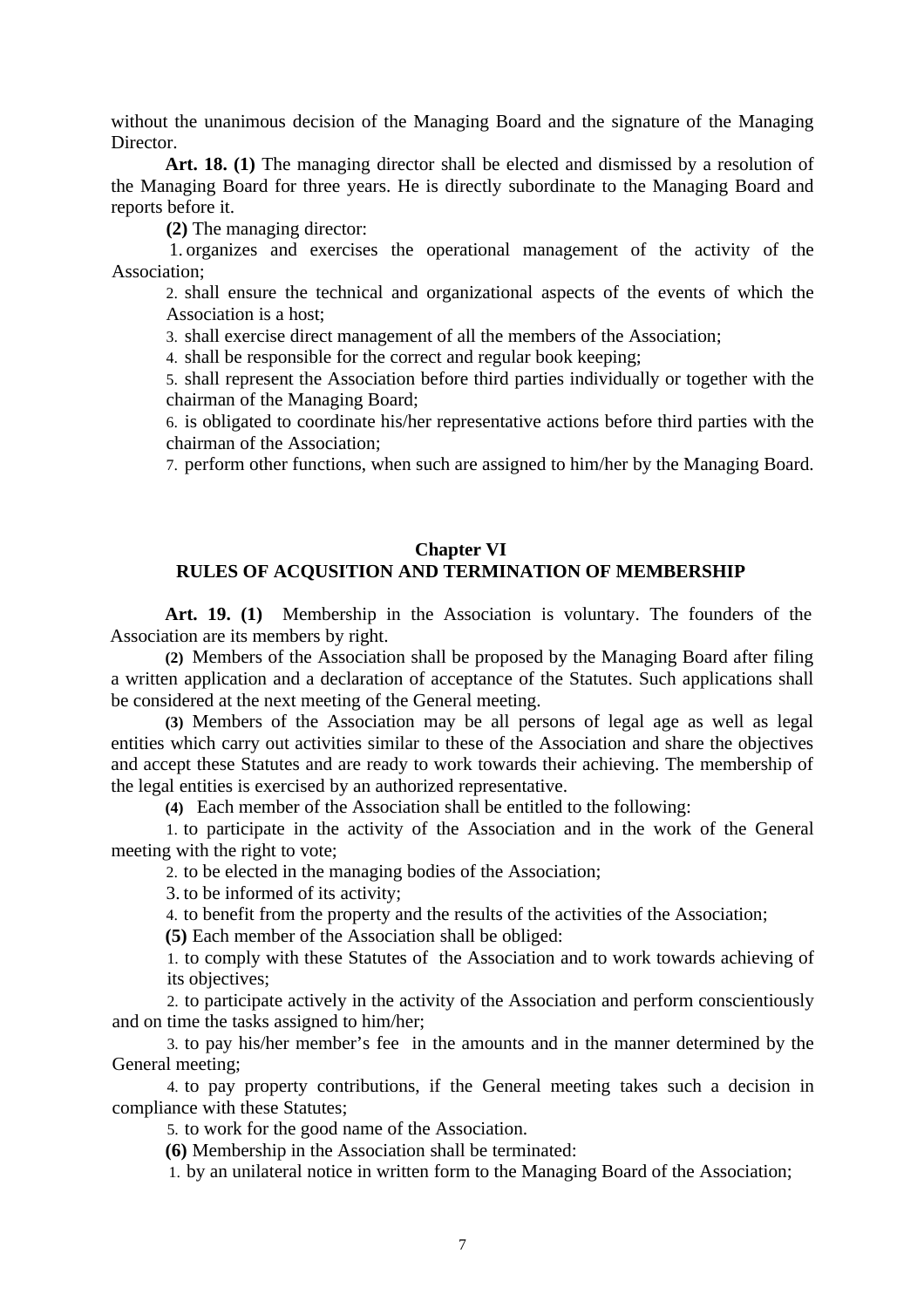without the unanimous decision of the Managing Board and the signature of the Managing Director.

**Art. 18. (1)** The managing director shall be elected and dismissed by a resolution of the Managing Board for three years. He is directly subordinate to the Managing Board and reports before it.

**(2)** The managing director:

1. organizes and exercises the operational management of the activity of the Association;
2. shall ensure the technical and organizational aspects of the events of which the Association is a host;
3. shall exercise direct management of all the members of the Association;
4. shall be responsible for the correct and regular book keeping;
5. shall represent the Association before third parties individually or together with the chairman of the Managing Board;
6. is obligated to coordinate his/her representative actions before third parties with the chairman of the Association;
7. perform other functions, when such are assigned to him/her by the Managing Board.

## Chapter VI
## RULES OF ACQUSITION AND TERMINATION OF MEMBERSHIP

**Art. 19. (1)** Membership in the Association is voluntary. The founders of the Association are its members by right.

**(2)** Members of the Association shall be proposed by the Managing Board after filing a written application and a declaration of acceptance of the Statutes. Such applications shall be considered at the next meeting of the General meeting.

**(3)** Members of the Association may be all persons of legal age as well as legal entities which carry out activities similar to these of the Association and share the objectives and accept these Statutes and are ready to work towards their achieving. The membership of the legal entities is exercised by an authorized representative.

**(4)** Each member of the Association shall be entitled to the following:

1. to participate in the activity of the Association and in the work of the General meeting with the right to vote;
2. to be elected in the managing bodies of the Association;
3. to be informed of its activity;
4. to benefit from the property and the results of the activities of the Association;

**(5)** Each member of the Association shall be obliged:

1. to comply with these Statutes of the Association and to work towards achieving of its objectives;
2. to participate actively in the activity of the Association and perform conscientiously and on time the tasks assigned to him/her;
3. to pay his/her member's fee in the amounts and in the manner determined by the General meeting;
4. to pay property contributions, if the General meeting takes such a decision in compliance with these Statutes;
5. to work for the good name of the Association.

**(6)** Membership in the Association shall be terminated:

1. by an unilateral notice in written form to the Managing Board of the Association;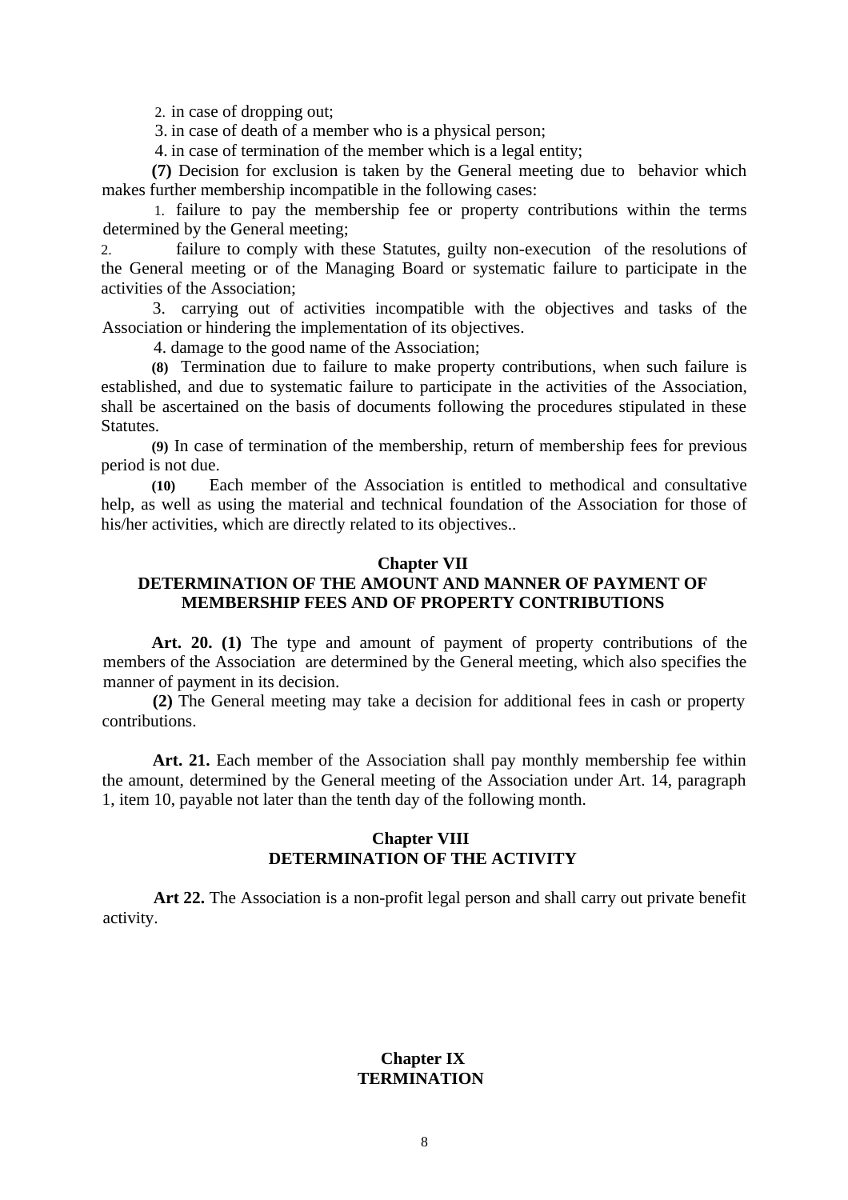2. in case of dropping out;

3. in case of death of a member who is a physical person;

4. in case of termination of the member which is a legal entity;

**(7)** Decision for exclusion is taken by the General meeting due to behavior which makes further membership incompatible in the following cases:

1. failure to pay the membership fee or property contributions within the terms determined by the General meeting;

2. failure to comply with these Statutes, guilty non-execution of the resolutions of the General meeting or of the Managing Board or systematic failure to participate in the activities of the Association;

3. carrying out of activities incompatible with the objectives and tasks of the Association or hindering the implementation of its objectives.

4. damage to the good name of the Association;

**(8)** Termination due to failure to make property contributions, when such failure is established, and due to systematic failure to participate in the activities of the Association, shall be ascertained on the basis of documents following the procedures stipulated in these Statutes.

**(9)** In case of termination of the membership, return of membership fees for previous period is not due.

**(10)** Each member of the Association is entitled to methodical and consultative help, as well as using the material and technical foundation of the Association for those of his/her activities, which are directly related to its objectives..

## Chapter VII
## DETERMINATION OF THE AMOUNT AND MANNER OF PAYMENT OF MEMBERSHIP FEES AND OF PROPERTY CONTRIBUTIONS

**Art. 20. (1)** The type and amount of payment of property contributions of the members of the Association are determined by the General meeting, which also specifies the manner of payment in its decision.

**(2)** The General meeting may take a decision for additional fees in cash or property contributions.

**Art. 21.** Each member of the Association shall pay monthly membership fee within the amount, determined by the General meeting of the Association under Art. 14, paragraph 1, item 10, payable not later than the tenth day of the following month.

## Chapter VIII
## DETERMINATION OF THE ACTIVITY

**Art 22.** The Association is a non-profit legal person and shall carry out private benefit activity.

## Chapter IX
## TERMINATION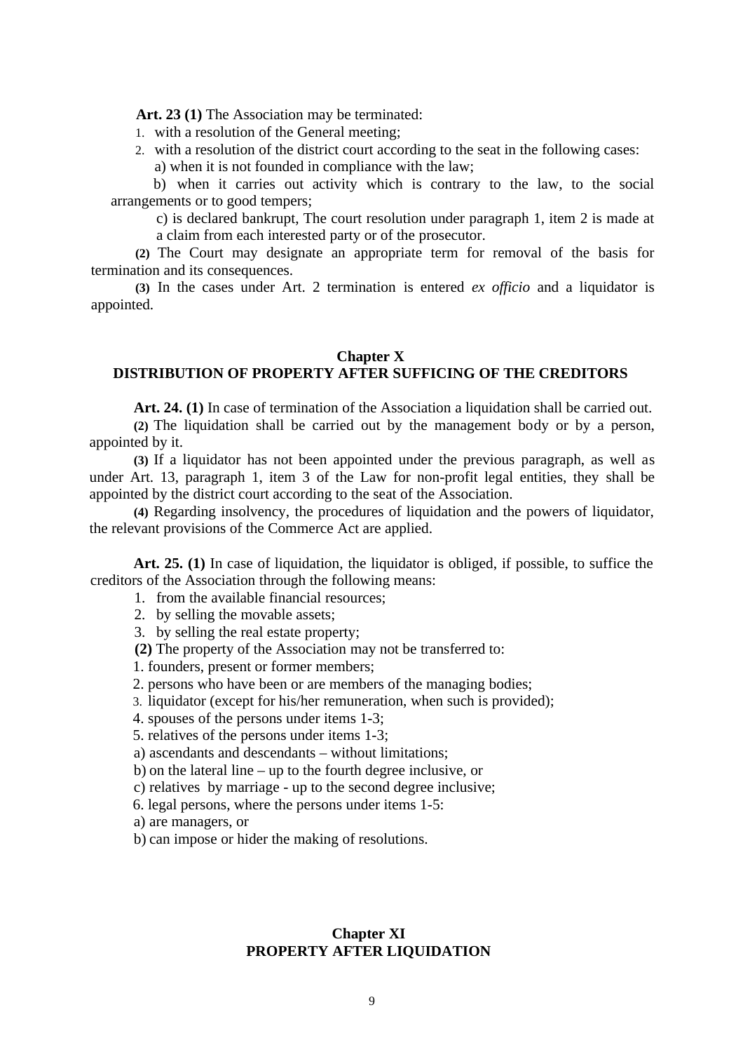**Art. 23 (1)** The Association may be terminated:

1. with a resolution of the General meeting;
2. with a resolution of the district court according to the seat in the following cases:

   a) when it is not founded in compliance with the law;

   b) when it carries out activity which is contrary to the law, to the social arrangements or to good tempers;

   c) is declared bankrupt, The court resolution under paragraph 1, item 2 is made at a claim from each interested party or of the prosecutor.

**(2)** The Court may designate an appropriate term for removal of the basis for termination and its consequences.

**(3)** In the cases under Art. 2 termination is entered *ex officio* and a liquidator is appointed.

## Chapter X
## DISTRIBUTION OF PROPERTY AFTER SUFFICING OF THE CREDITORS

**Art. 24. (1)** In case of termination of the Association a liquidation shall be carried out.

**(2)** The liquidation shall be carried out by the management body or by a person, appointed by it.

**(3)** If a liquidator has not been appointed under the previous paragraph, as well as under Art. 13, paragraph 1, item 3 of the Law for non-profit legal entities, they shall be appointed by the district court according to the seat of the Association.

**(4)** Regarding insolvency, the procedures of liquidation and the powers of liquidator, the relevant provisions of the Commerce Act are applied.

**Art. 25. (1)** In case of liquidation, the liquidator is obliged, if possible, to suffice the creditors of the Association through the following means:

1. from the available financial resources;
2. by selling the movable assets;
3. by selling the real estate property;

**(2)** The property of the Association may not be transferred to:

1. founders, present or former members;
2. persons who have been or are members of the managing bodies;
3. liquidator (except for his/her remuneration, when such is provided);
4. spouses of the persons under items 1-3;
5. relatives of the persons under items 1-3;

a) ascendants and descendants – without limitations;

b) on the lateral line – up to the fourth degree inclusive, or

c) relatives by marriage - up to the second degree inclusive;

6. legal persons, where the persons under items 1-5:

a) are managers, or

b) can impose or hider the making of resolutions.

## Chapter XI
## PROPERTY AFTER LIQUIDATION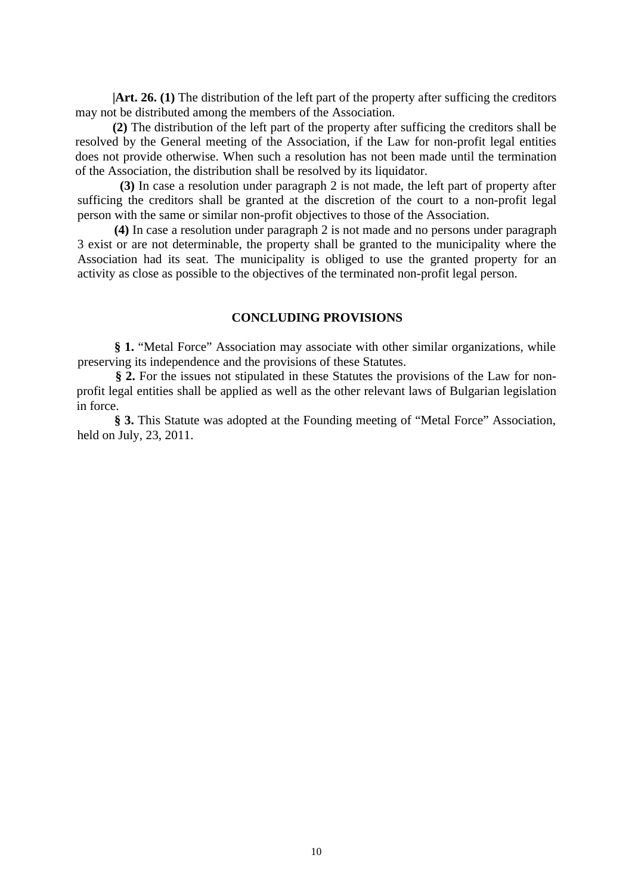|**Art. 26. (1)** The distribution of the left part of the property after sufficing the creditors may not be distributed among the members of the Association.

**(2)** The distribution of the left part of the property after sufficing the creditors shall be resolved by the General meeting of the Association, if the Law for non-profit legal entities does not provide otherwise. When such a resolution has not been made until the termination of the Association, the distribution shall be resolved by its liquidator.

**(3)** In case a resolution under paragraph 2 is not made, the left part of property after sufficing the creditors shall be granted at the discretion of the court to a non-profit legal person with the same or similar non-profit objectives to those of the Association.

**(4)** In case a resolution under paragraph 2 is not made and no persons under paragraph 3 exist or are not determinable, the property shall be granted to the municipality where the Association had its seat. The municipality is obliged to use the granted property for an activity as close as possible to the objectives of the terminated non-profit legal person.

## CONCLUDING PROVISIONS

**§ 1.** "Metal Force" Association may associate with other similar organizations, while preserving its independence and the provisions of these Statutes.

**§ 2.** For the issues not stipulated in these Statutes the provisions of the Law for non-profit legal entities shall be applied as well as the other relevant laws of Bulgarian legislation in force.

**§ 3.** This Statute was adopted at the Founding meeting of "Metal Force" Association, held on July, 23, 2011.